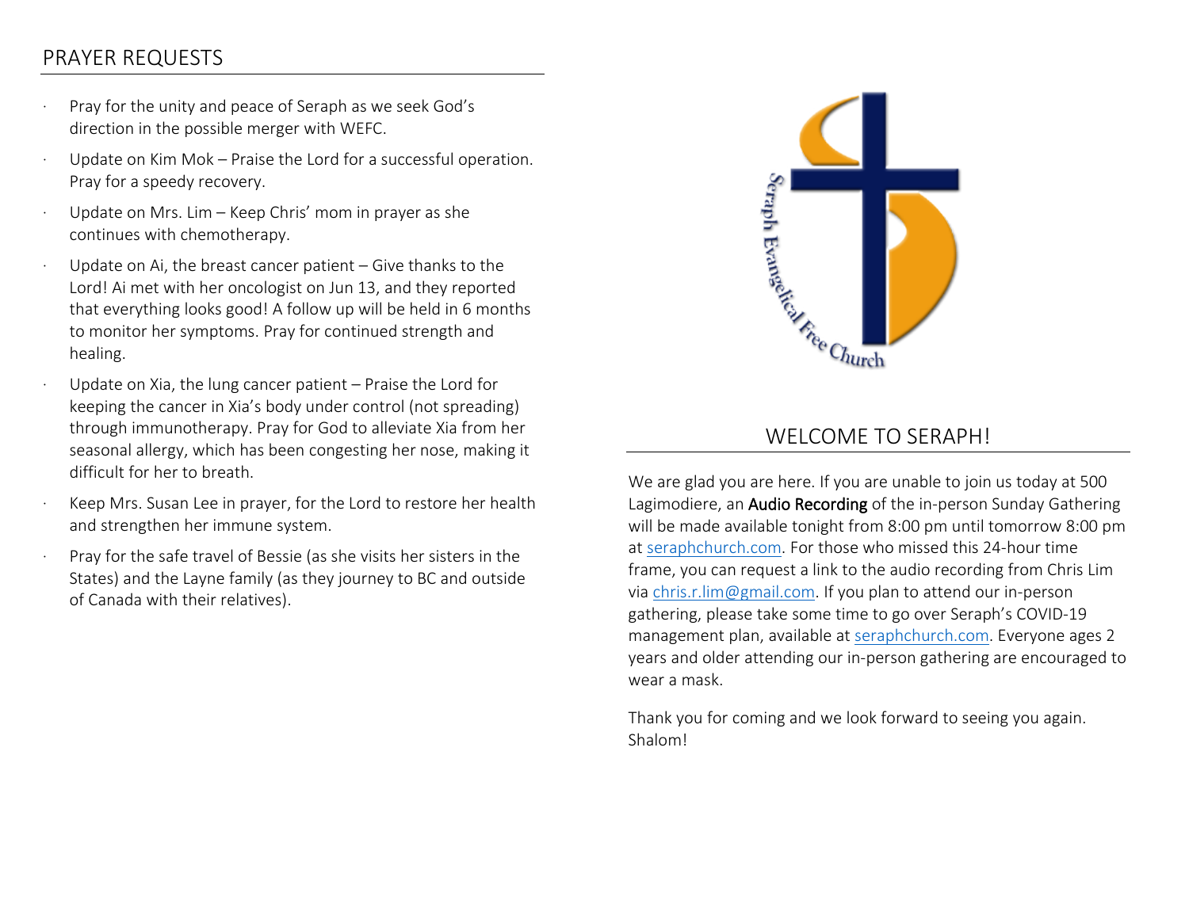## PRAYER REQUESTS

- Pray for the unity and peace of Seraph as we seek God's direction in the possible merger with WEFC.
- Update on Kim Mok – Praise the Lord for a successful operation. Pray for a speedy recovery.
- Update on Mrs. Lim – Keep Chris' mom in prayer as she continues with chemotherapy.
- Update on Ai, the breast cancer patient – Give thanks to the Lord! Ai met with her oncologist on Jun 13, and they reported that everything looks good! A follow up will be held in 6 months to monitor her symptoms. Pray for continued strength and healing.
- Update on Xia, the lung cancer patient – Praise the Lord for keeping the cancer in Xia's body under control (not spreading) through immunotherapy. Pray for God to alleviate Xia from her seasonal allergy, which has been congesting her nose, making it difficult for her to breath.
- Keep Mrs. Susan Lee in prayer, for the Lord to restore her health and strengthen her immune system.
- Pray for the safe travel of Bessie (as she visits her sisters in the States) and the Layne family (as they journey to BC and outside of Canada with their relatives).

Seraph Evangelical Free Church

## WELCOME TO SERAPH!

We are glad you are here. If you are unable to join us today at 500 Lagimodiere, an **Audio Recording** of the in-person Sunday Gathering will be made available tonight from 8:00 pm until tomorrow 8:00 pm at seraphchurch.com. For those who missed this 24-hour time frame, you can request a link to the audio recording from Chris Lim via chris.r.lim@gmail.com. If you plan to attend our in-person gathering, please take some time to go over Seraph's COVID-19 management plan, available at seraphchurch.com. Everyone ages 2 years and older attending our in-person gathering are encouraged to wear a mask.

Thank you for coming and we look forward to seeing you again. Shalom!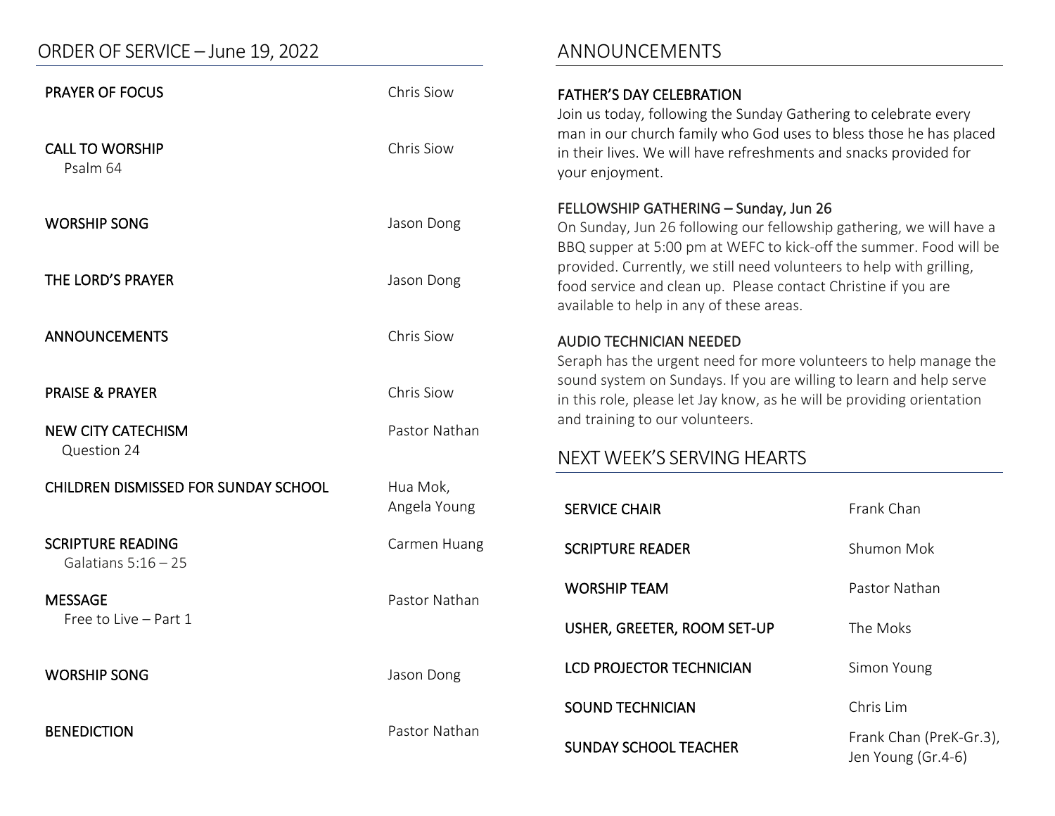## ORDER OF SERVICE – June 19, 2022

| | |
|---|---|
| **PRAYER OF FOCUS** | Chris Siow |
| **CALL TO WORSHIP**<br>Psalm 64 | Chris Siow |
| **WORSHIP SONG** | Jason Dong |
| **THE LORD'S PRAYER** | Jason Dong |
| **ANNOUNCEMENTS** | Chris Siow |
| **PRAISE & PRAYER** | Chris Siow |
| **NEW CITY CATECHISM**<br>Question 24 | Pastor Nathan |
| **CHILDREN DISMISSED FOR SUNDAY SCHOOL** | Hua Mok, Angela Young |
| **SCRIPTURE READING**<br>Galatians 5:16 – 25 | Carmen Huang |
| **MESSAGE**<br>Free to Live – Part 1 | Pastor Nathan |
| **WORSHIP SONG** | Jason Dong |
| **BENEDICTION** | Pastor Nathan |

## ANNOUNCEMENTS

**FATHER'S DAY CELEBRATION**

Join us today, following the Sunday Gathering to celebrate every man in our church family who God uses to bless those he has placed in their lives. We will have refreshments and snacks provided for your enjoyment.

**FELLOWSHIP GATHERING – Sunday, Jun 26**

On Sunday, Jun 26 following our fellowship gathering, we will have a BBQ supper at 5:00 pm at WEFC to kick-off the summer. Food will be provided. Currently, we still need volunteers to help with grilling, food service and clean up. Please contact Christine if you are available to help in any of these areas.

**AUDIO TECHNICIAN NEEDED**

Seraph has the urgent need for more volunteers to help manage the sound system on Sundays. If you are willing to learn and help serve in this role, please let Jay know, as he will be providing orientation and training to our volunteers.

## NEXT WEEK'S SERVING HEARTS

| | |
|---|---|
| **SERVICE CHAIR** | Frank Chan |
| **SCRIPTURE READER** | Shumon Mok |
| **WORSHIP TEAM** | Pastor Nathan |
| **USHER, GREETER, ROOM SET-UP** | The Moks |
| **LCD PROJECTOR TECHNICIAN** | Simon Young |
| **SOUND TECHNICIAN** | Chris Lim |
| **SUNDAY SCHOOL TEACHER** | Frank Chan (PreK-Gr.3), Jen Young (Gr.4-6) |